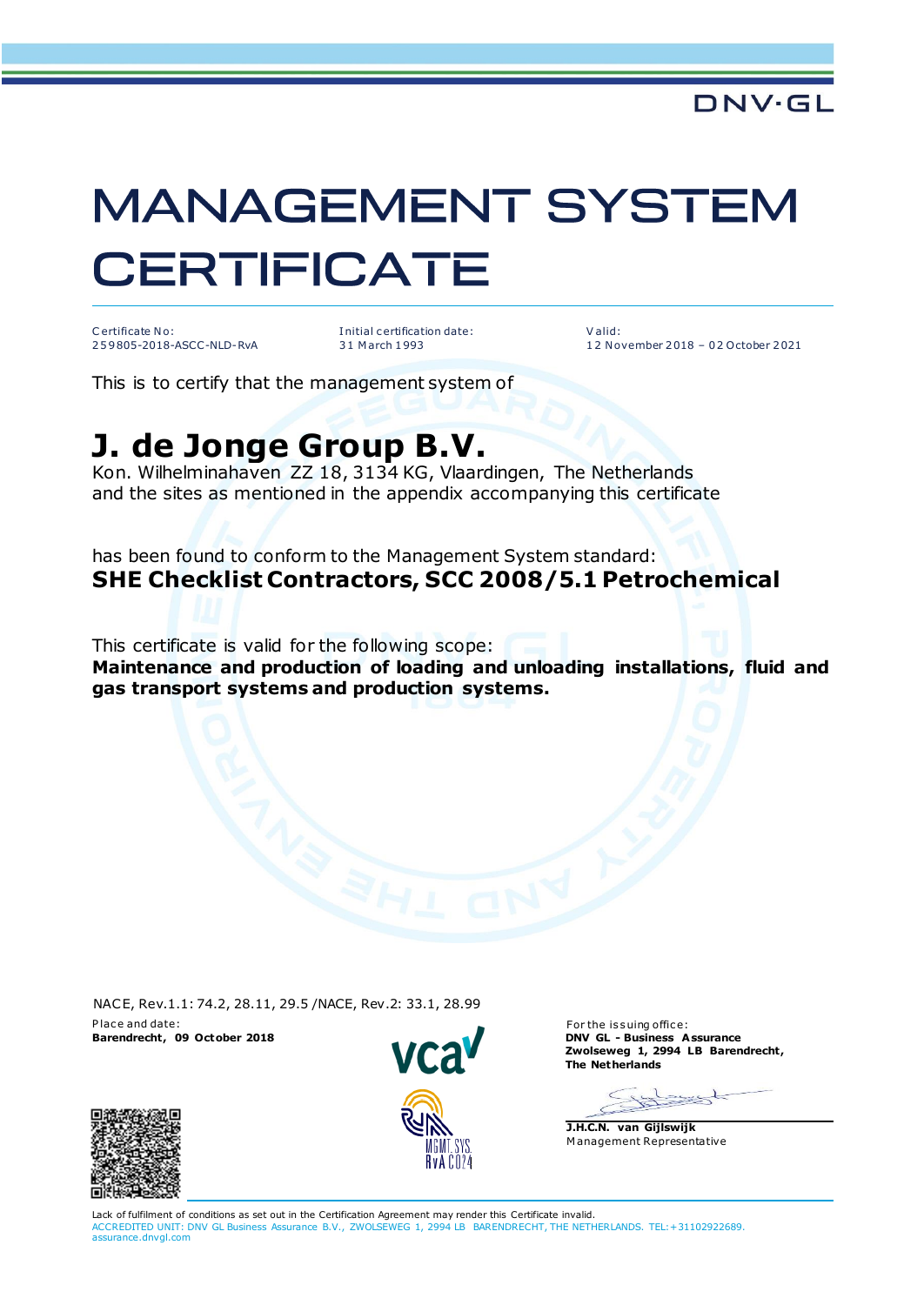DNV·GL

# MANAGEMENT SYSTEM CERTIFICATE

| Certificate No: | Initial certification date: | Valid: |
|---|---|---|
| 259805-2018-ASCC-NLD-RvA | 31 March 1993 | 12 November 2018 – 02 October 2021 |

This is to certify that the management system of

## J. de Jonge Group B.V.

Kon. Wilhelminahaven ZZ 18, 3134 KG, Vlaardingen, The Netherlands
and the sites as mentioned in the appendix accompanying this certificate

has been found to conform to the Management System standard:
**SHE Checklist Contractors, SCC 2008/5.1 Petrochemical**

This certificate is valid for the following scope:
**Maintenance and production of loading and unloading installations, fluid and gas transport systems and production systems.**

NACE, Rev.1.1: 74.2, 28.11, 29.5 /NACE, Rev.2: 33.1, 28.99

Place and date:
**Barendrecht, 09 October 2018**

vca

MGMT. SYS.
RvA C024

For the issuing office:
**DNV GL - Business Assurance**
**Zwolseweg 1, 2994 LB Barendrecht,**
**The Netherlands**

**J.H.C.N. van Gijlswijk**
Management Representative

Lack of fulfilment of conditions as set out in the Certification Agreement may render this Certificate invalid.
ACCREDITED UNIT: DNV GL Business Assurance B.V., ZWOLSEWEG 1, 2994 LB BARENDRECHT, THE NETHERLANDS. TEL:+31102922689. assurance.dnvgl.com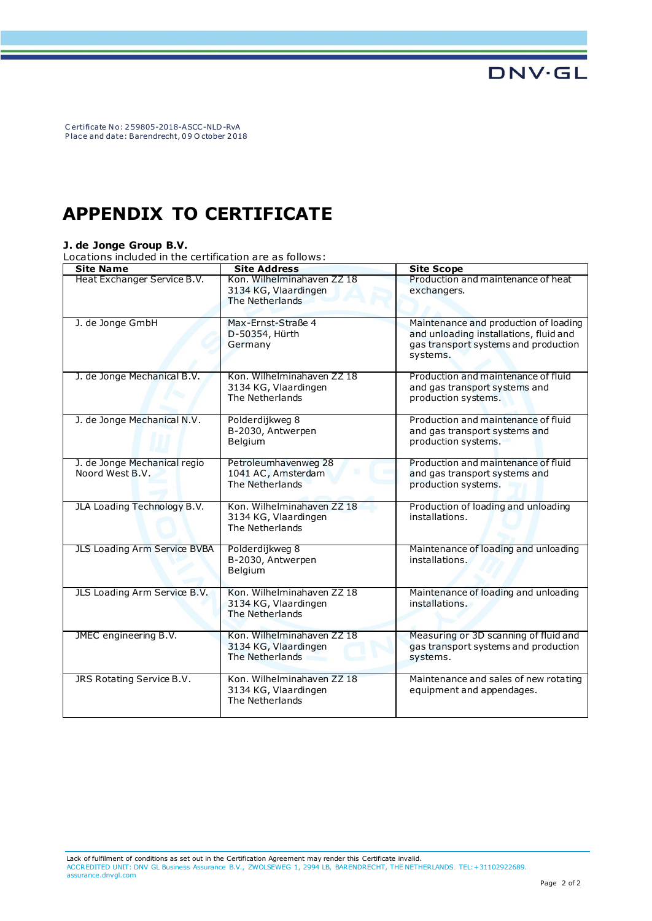Certificate No: 259805-2018-ASCC-NLD-RvA
Place and date: Barendrecht, 09 October 2018

# APPENDIX TO CERTIFICATE

**J. de Jonge Group B.V.**
Locations included in the certification are as follows:

| Site Name | Site Address | Site Scope |
|---|---|---|
| Heat Exchanger Service B.V. | Kon. Wilhelminahaven ZZ 18<br>3134 KG, Vlaardingen<br>The Netherlands | Production and maintenance of heat exchangers. |
| J. de Jonge GmbH | Max-Ernst-Straße 4<br>D-50354, Hürth<br>Germany | Maintenance and production of loading and unloading installations, fluid and gas transport systems and production systems. |
| J. de Jonge Mechanical B.V. | Kon. Wilhelminahaven ZZ 18<br>3134 KG, Vlaardingen<br>The Netherlands | Production and maintenance of fluid and gas transport systems and production systems. |
| J. de Jonge Mechanical N.V. | Polderdijkweg 8<br>B-2030, Antwerpen<br>Belgium | Production and maintenance of fluid and gas transport systems and production systems. |
| J. de Jonge Mechanical regio Noord West B.V. | Petroleumhavenweg 28<br>1041 AC, Amsterdam<br>The Netherlands | Production and maintenance of fluid and gas transport systems and production systems. |
| JLA Loading Technology B.V. | Kon. Wilhelminahaven ZZ 18<br>3134 KG, Vlaardingen<br>The Netherlands | Production of loading and unloading installations. |
| JLS Loading Arm Service BVBA | Polderdijkweg 8<br>B-2030, Antwerpen<br>Belgium | Maintenance of loading and unloading installations. |
| JLS Loading Arm Service B.V. | Kon. Wilhelminahaven ZZ 18<br>3134 KG, Vlaardingen<br>The Netherlands | Maintenance of loading and unloading installations. |
| JMEC engineering B.V. | Kon. Wilhelminahaven ZZ 18<br>3134 KG, Vlaardingen<br>The Netherlands | Measuring or 3D scanning of fluid and gas transport systems and production systems. |
| JRS Rotating Service B.V. | Kon. Wilhelminahaven ZZ 18<br>3134 KG, Vlaardingen<br>The Netherlands | Maintenance and sales of new rotating equipment and appendages. |

Lack of fulfilment of conditions as set out in the Certification Agreement may render this Certificate invalid.
ACCREDITED UNIT: DNV GL Business Assurance B.V., ZWOLSEWEG 1, 2994 LB, BARENDRECHT, THE NETHERLANDS. TEL:+31102922689. assurance.dnvgl.com